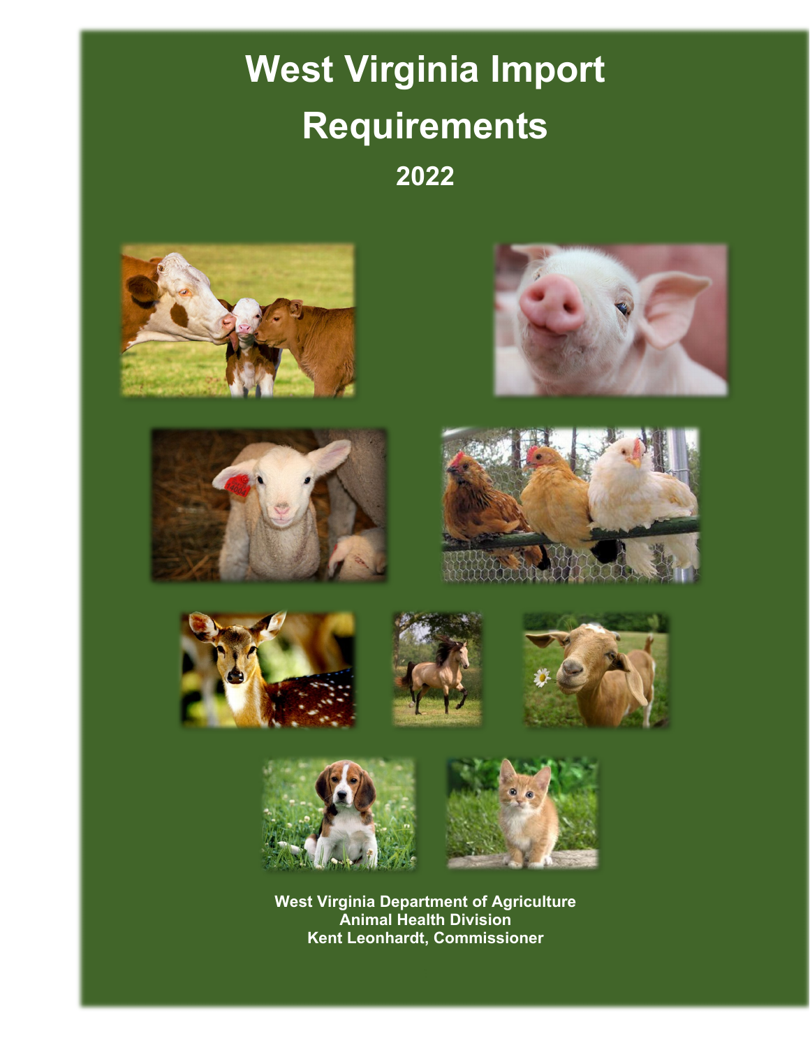# West Virginia Import Requirements

## 2022

**West Virginia Department of Agriculture**
**Animal Health Division**
**Kent Leonhardt, Commissioner**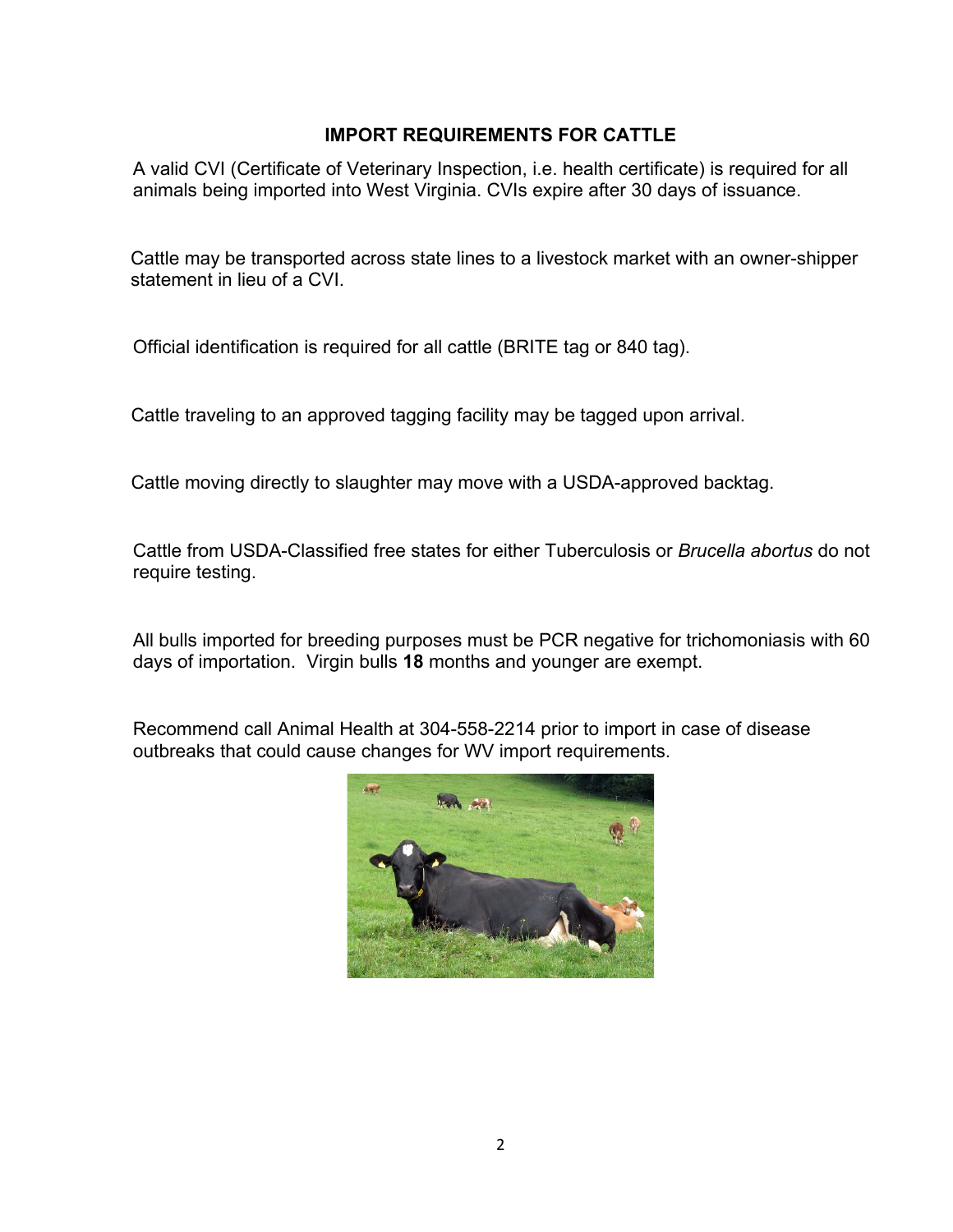# IMPORT REQUIREMENTS FOR CATTLE

A valid CVI (Certificate of Veterinary Inspection, i.e. health certificate) is required for all animals being imported into West Virginia. CVIs expire after 30 days of issuance.

Cattle may be transported across state lines to a livestock market with an owner-shipper statement in lieu of a CVI.

Official identification is required for all cattle (BRITE tag or 840 tag).

Cattle traveling to an approved tagging facility may be tagged upon arrival.

Cattle moving directly to slaughter may move with a USDA-approved backtag.

Cattle from USDA-Classified free states for either Tuberculosis or *Brucella abortus* do not require testing.

All bulls imported for breeding purposes must be PCR negative for trichomoniasis with 60 days of importation. Virgin bulls **18** months and younger are exempt.

Recommend call Animal Health at 304-558-2214 prior to import in case of disease outbreaks that could cause changes for WV import requirements.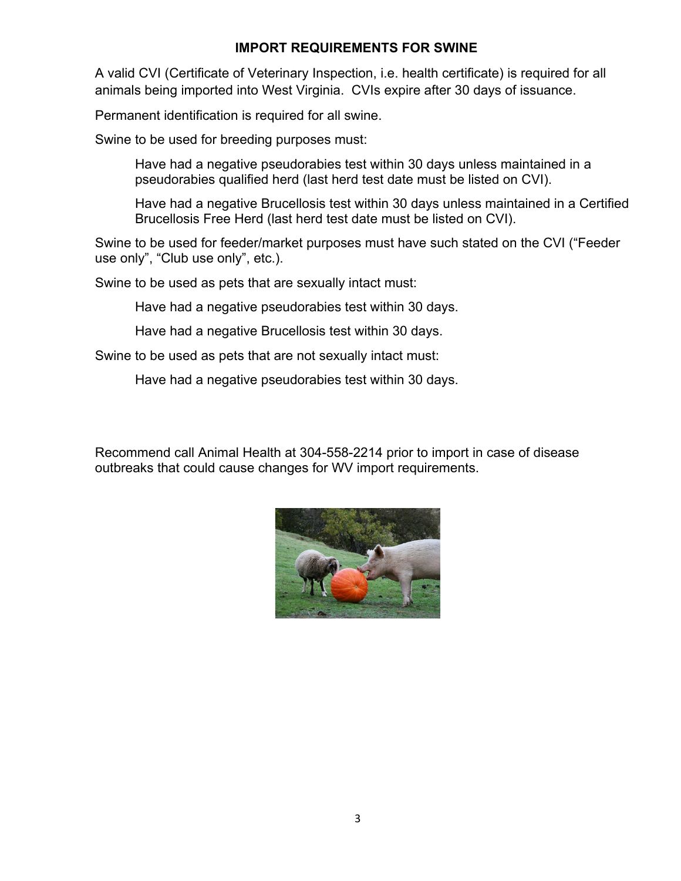## IMPORT REQUIREMENTS FOR SWINE

A valid CVI (Certificate of Veterinary Inspection, i.e. health certificate) is required for all animals being imported into West Virginia. CVIs expire after 30 days of issuance.

Permanent identification is required for all swine.

Swine to be used for breeding purposes must:

> Have had a negative pseudorabies test within 30 days unless maintained in a pseudorabies qualified herd (last herd test date must be listed on CVI).
>
> Have had a negative Brucellosis test within 30 days unless maintained in a Certified Brucellosis Free Herd (last herd test date must be listed on CVI).

Swine to be used for feeder/market purposes must have such stated on the CVI ("Feeder use only", "Club use only", etc.).

Swine to be used as pets that are sexually intact must:

> Have had a negative pseudorabies test within 30 days.
>
> Have had a negative Brucellosis test within 30 days.

Swine to be used as pets that are not sexually intact must:

> Have had a negative pseudorabies test within 30 days.

Recommend call Animal Health at 304-558-2214 prior to import in case of disease outbreaks that could cause changes for WV import requirements.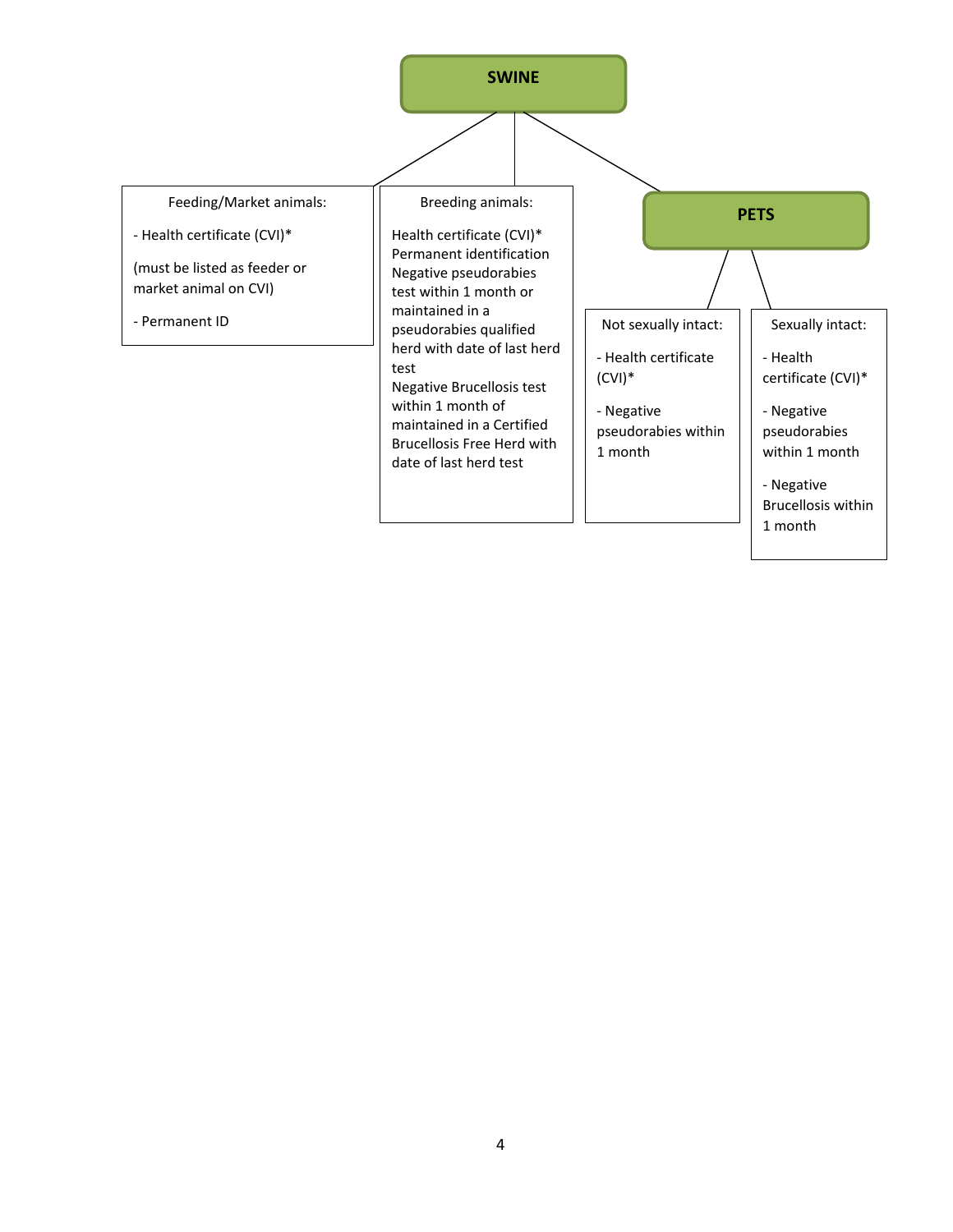## SWINE

**Feeding/Market animals:**

- Health certificate (CVI)*

(must be listed as feeder or market animal on CVI)

- Permanent ID

**Breeding animals:**

Health certificate (CVI)*
Permanent identification
Negative pseudorabies test within 1 month or maintained in a pseudorabies qualified herd with date of last herd test
Negative Brucellosis test within 1 month of maintained in a Certified Brucellosis Free Herd with date of last herd test

### PETS

**Not sexually intact:**

- Health certificate (CVI)*

- Negative pseudorabies within 1 month

**Sexually intact:**

- Health certificate (CVI)*

- Negative pseudorabies within 1 month

- Negative Brucellosis within 1 month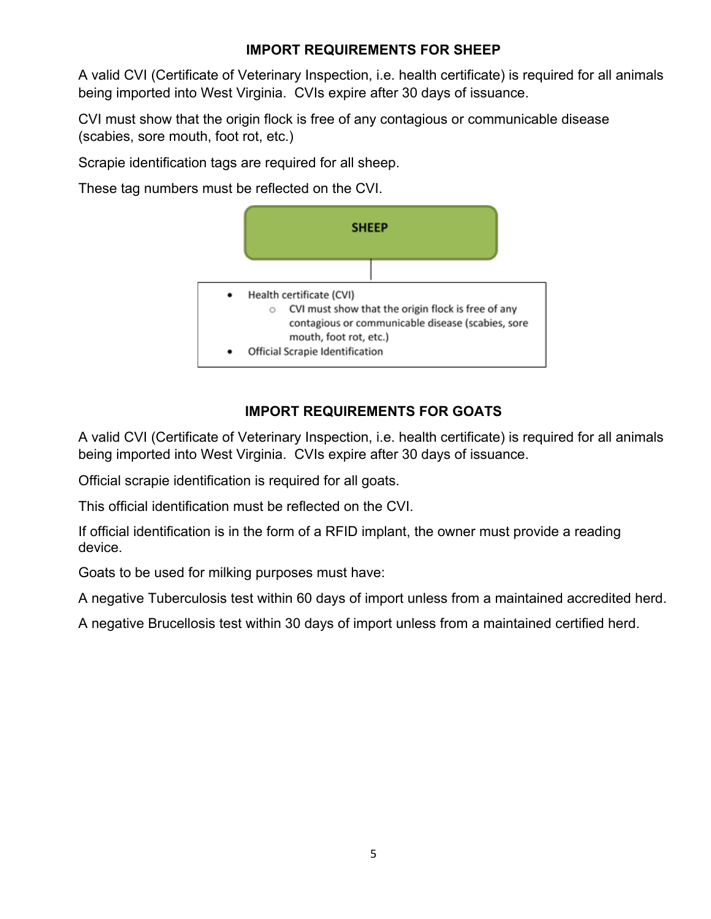## IMPORT REQUIREMENTS FOR SHEEP

A valid CVI (Certificate of Veterinary Inspection, i.e. health certificate) is required for all animals being imported into West Virginia. CVIs expire after 30 days of issuance.

CVI must show that the origin flock is free of any contagious or communicable disease (scabies, sore mouth, foot rot, etc.)

Scrapie identification tags are required for all sheep.

These tag numbers must be reflected on the CVI.

**SHEEP**

- Health certificate (CVI)
  - CVI must show that the origin flock is free of any contagious or communicable disease (scabies, sore mouth, foot rot, etc.)
- Official Scrapie Identification

## IMPORT REQUIREMENTS FOR GOATS

A valid CVI (Certificate of Veterinary Inspection, i.e. health certificate) is required for all animals being imported into West Virginia. CVIs expire after 30 days of issuance.

Official scrapie identification is required for all goats.

This official identification must be reflected on the CVI.

If official identification is in the form of a RFID implant, the owner must provide a reading device.

Goats to be used for milking purposes must have:

A negative Tuberculosis test within 60 days of import unless from a maintained accredited herd.

A negative Brucellosis test within 30 days of import unless from a maintained certified herd.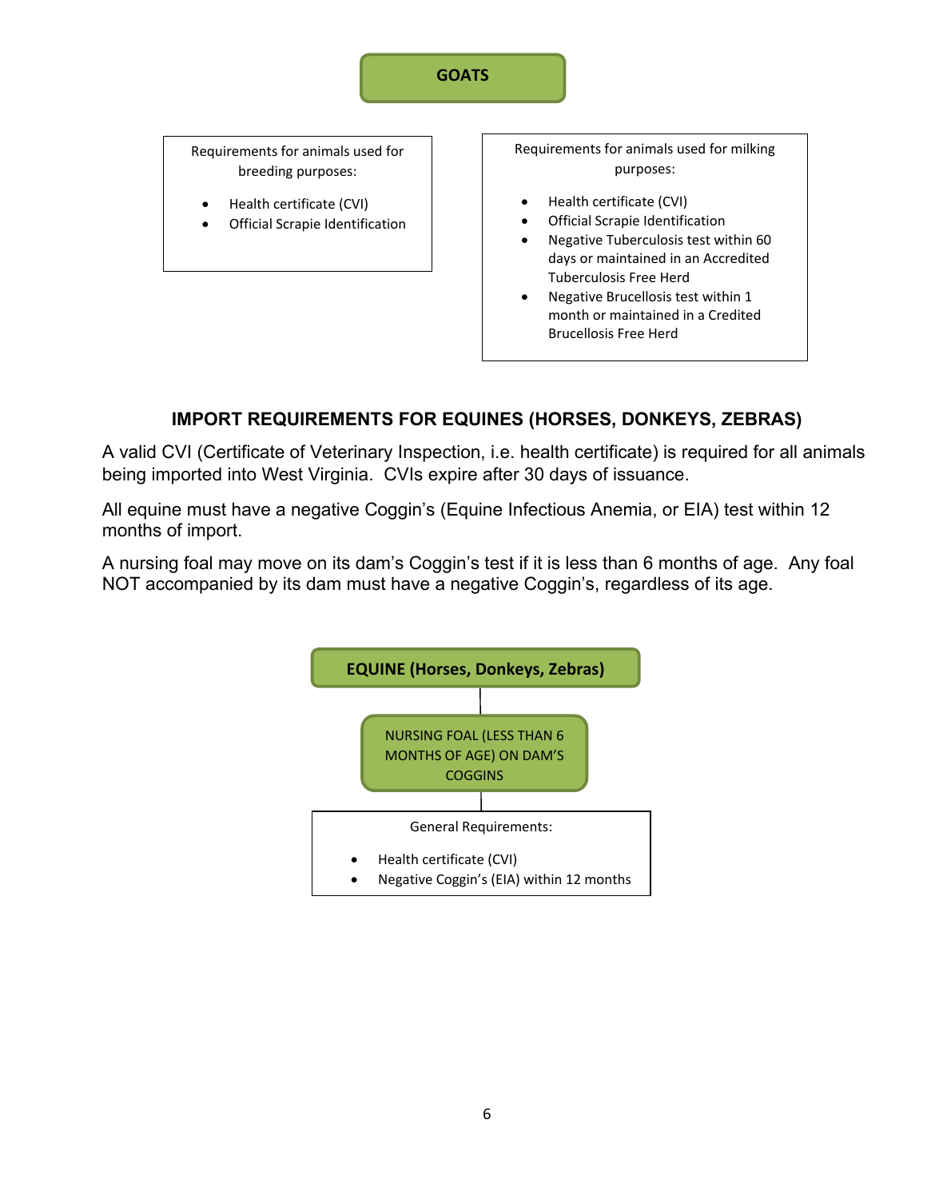**GOATS**

Requirements for animals used for breeding purposes:

- Health certificate (CVI)
- Official Scrapie Identification

Requirements for animals used for milking purposes:

- Health certificate (CVI)
- Official Scrapie Identification
- Negative Tuberculosis test within 60 days or maintained in an Accredited Tuberculosis Free Herd
- Negative Brucellosis test within 1 month or maintained in a Credited Brucellosis Free Herd

## IMPORT REQUIREMENTS FOR EQUINES (HORSES, DONKEYS, ZEBRAS)

A valid CVI (Certificate of Veterinary Inspection, i.e. health certificate) is required for all animals being imported into West Virginia. CVIs expire after 30 days of issuance.

All equine must have a negative Coggin's (Equine Infectious Anemia, or EIA) test within 12 months of import.

A nursing foal may move on its dam's Coggin's test if it is less than 6 months of age. Any foal NOT accompanied by its dam must have a negative Coggin's, regardless of its age.

**EQUINE (Horses, Donkeys, Zebras)**

NURSING FOAL (LESS THAN 6 MONTHS OF AGE) ON DAM'S COGGINS

General Requirements:

- Health certificate (CVI)
- Negative Coggin's (EIA) within 12 months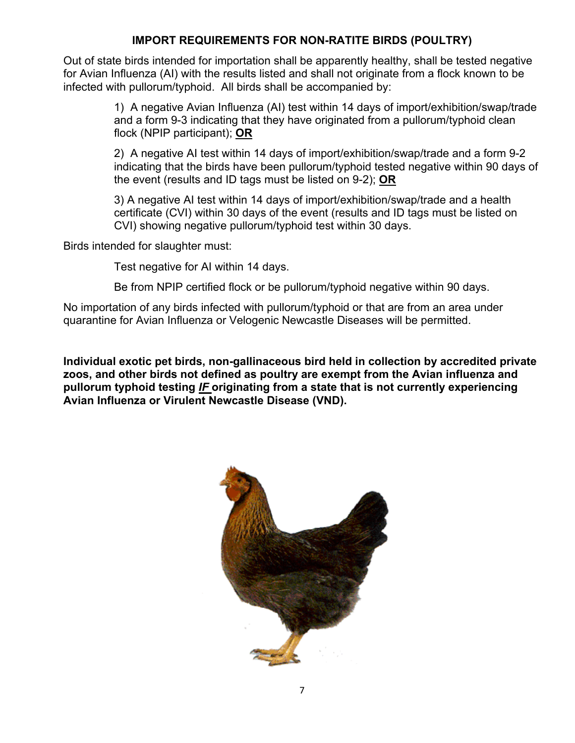## IMPORT REQUIREMENTS FOR NON-RATITE BIRDS (POULTRY)

Out of state birds intended for importation shall be apparently healthy, shall be tested negative for Avian Influenza (AI) with the results listed and shall not originate from a flock known to be infected with pullorum/typhoid. All birds shall be accompanied by:

> 1) A negative Avian Influenza (AI) test within 14 days of import/exhibition/swap/trade and a form 9-3 indicating that they have originated from a pullorum/typhoid clean flock (NPIP participant); **OR**
>
> 2) A negative AI test within 14 days of import/exhibition/swap/trade and a form 9-2 indicating that the birds have been pullorum/typhoid tested negative within 90 days of the event (results and ID tags must be listed on 9-2); **OR**
>
> 3) A negative AI test within 14 days of import/exhibition/swap/trade and a health certificate (CVI) within 30 days of the event (results and ID tags must be listed on CVI) showing negative pullorum/typhoid test within 30 days.

Birds intended for slaughter must:

> Test negative for AI within 14 days.
>
> Be from NPIP certified flock or be pullorum/typhoid negative within 90 days.

No importation of any birds infected with pullorum/typhoid or that are from an area under quarantine for Avian Influenza or Velogenic Newcastle Diseases will be permitted.

**Individual exotic pet birds, non-gallinaceous bird held in collection by accredited private zoos, and other birds not defined as poultry are exempt from the Avian influenza and pullorum typhoid testing *IF* originating from a state that is not currently experiencing Avian Influenza or Virulent Newcastle Disease (VND).**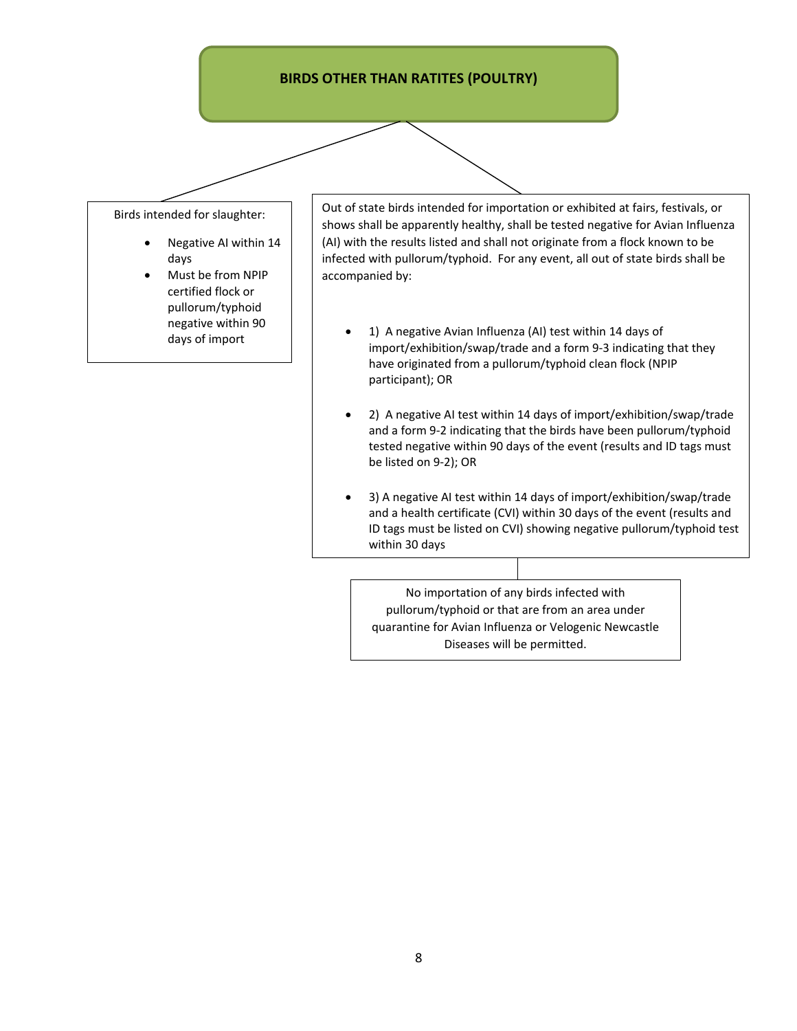## BIRDS OTHER THAN RATITES (POULTRY)

Birds intended for slaughter:

- Negative AI within 14 days
- Must be from NPIP certified flock or pullorum/typhoid negative within 90 days of import

Out of state birds intended for importation or exhibited at fairs, festivals, or shows shall be apparently healthy, shall be tested negative for Avian Influenza (AI) with the results listed and shall not originate from a flock known to be infected with pullorum/typhoid. For any event, all out of state birds shall be accompanied by:

- 1) A negative Avian Influenza (AI) test within 14 days of import/exhibition/swap/trade and a form 9-3 indicating that they have originated from a pullorum/typhoid clean flock (NPIP participant); OR
- 2) A negative AI test within 14 days of import/exhibition/swap/trade and a form 9-2 indicating that the birds have been pullorum/typhoid tested negative within 90 days of the event (results and ID tags must be listed on 9-2); OR
- 3) A negative AI test within 14 days of import/exhibition/swap/trade and a health certificate (CVI) within 30 days of the event (results and ID tags must be listed on CVI) showing negative pullorum/typhoid test within 30 days

No importation of any birds infected with pullorum/typhoid or that are from an area under quarantine for Avian Influenza or Velogenic Newcastle Diseases will be permitted.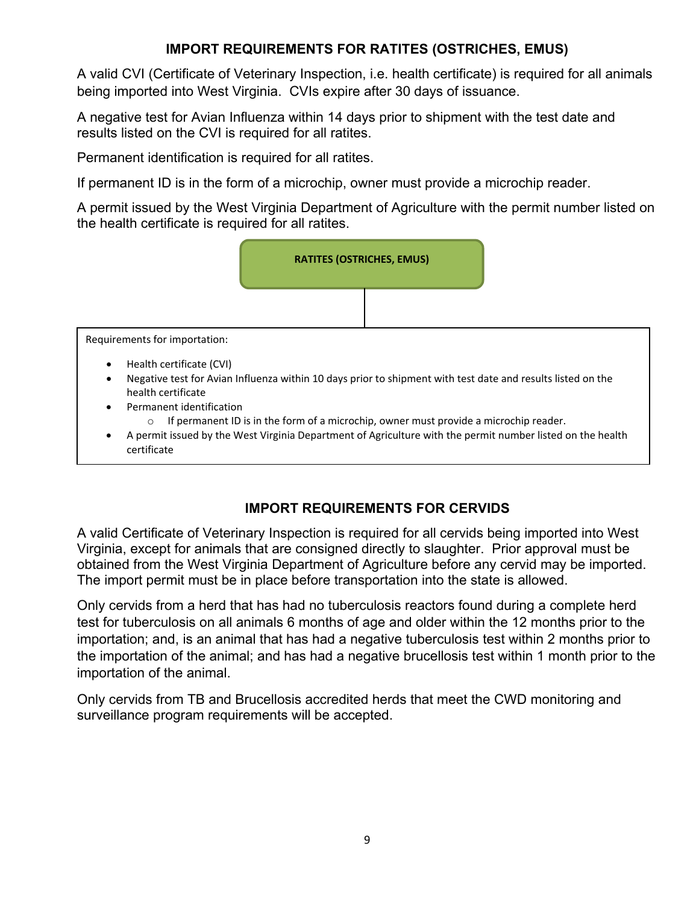## IMPORT REQUIREMENTS FOR RATITES (OSTRICHES, EMUS)

A valid CVI (Certificate of Veterinary Inspection, i.e. health certificate) is required for all animals being imported into West Virginia. CVIs expire after 30 days of issuance.

A negative test for Avian Influenza within 14 days prior to shipment with the test date and results listed on the CVI is required for all ratites.

Permanent identification is required for all ratites.

If permanent ID is in the form of a microchip, owner must provide a microchip reader.

A permit issued by the West Virginia Department of Agriculture with the permit number listed on the health certificate is required for all ratites.

**RATITES (OSTRICHES, EMUS)**

Requirements for importation:

- Health certificate (CVI)
- Negative test for Avian Influenza within 10 days prior to shipment with test date and results listed on the health certificate
- Permanent identification
    - If permanent ID is in the form of a microchip, owner must provide a microchip reader.
- A permit issued by the West Virginia Department of Agriculture with the permit number listed on the health certificate

## IMPORT REQUIREMENTS FOR CERVIDS

A valid Certificate of Veterinary Inspection is required for all cervids being imported into West Virginia, except for animals that are consigned directly to slaughter. Prior approval must be obtained from the West Virginia Department of Agriculture before any cervid may be imported. The import permit must be in place before transportation into the state is allowed.

Only cervids from a herd that has had no tuberculosis reactors found during a complete herd test for tuberculosis on all animals 6 months of age and older within the 12 months prior to the importation; and, is an animal that has had a negative tuberculosis test within 2 months prior to the importation of the animal; and has had a negative brucellosis test within 1 month prior to the importation of the animal.

Only cervids from TB and Brucellosis accredited herds that meet the CWD monitoring and surveillance program requirements will be accepted.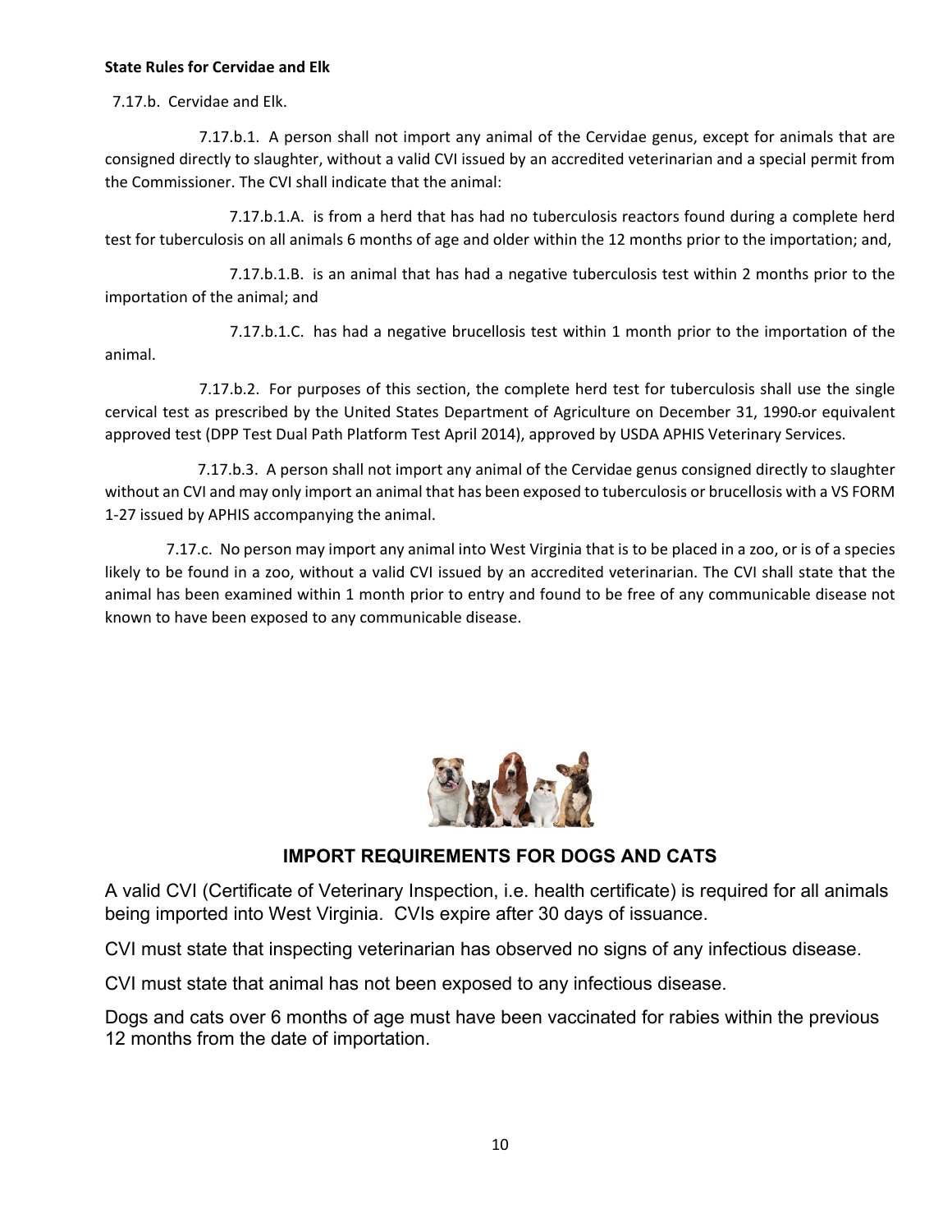**State Rules for Cervidae and Elk**

7.17.b. Cervidae and Elk.

7.17.b.1. A person shall not import any animal of the Cervidae genus, except for animals that are consigned directly to slaughter, without a valid CVI issued by an accredited veterinarian and a special permit from the Commissioner. The CVI shall indicate that the animal:

7.17.b.1.A. is from a herd that has had no tuberculosis reactors found during a complete herd test for tuberculosis on all animals 6 months of age and older within the 12 months prior to the importation; and,

7.17.b.1.B. is an animal that has had a negative tuberculosis test within 2 months prior to the importation of the animal; and

7.17.b.1.C. has had a negative brucellosis test within 1 month prior to the importation of the animal.

7.17.b.2. For purposes of this section, the complete herd test for tuberculosis shall use the single cervical test as prescribed by the United States Department of Agriculture on December 31, 1990 or equivalent approved test (DPP Test Dual Path Platform Test April 2014), approved by USDA APHIS Veterinary Services.

7.17.b.3. A person shall not import any animal of the Cervidae genus consigned directly to slaughter without an CVI and may only import an animal that has been exposed to tuberculosis or brucellosis with a VS FORM 1-27 issued by APHIS accompanying the animal.

7.17.c. No person may import any animal into West Virginia that is to be placed in a zoo, or is of a species likely to be found in a zoo, without a valid CVI issued by an accredited veterinarian. The CVI shall state that the animal has been examined within 1 month prior to entry and found to be free of any communicable disease not known to have been exposed to any communicable disease.

## IMPORT REQUIREMENTS FOR DOGS AND CATS

A valid CVI (Certificate of Veterinary Inspection, i.e. health certificate) is required for all animals being imported into West Virginia. CVIs expire after 30 days of issuance.

CVI must state that inspecting veterinarian has observed no signs of any infectious disease.

CVI must state that animal has not been exposed to any infectious disease.

Dogs and cats over 6 months of age must have been vaccinated for rabies within the previous 12 months from the date of importation.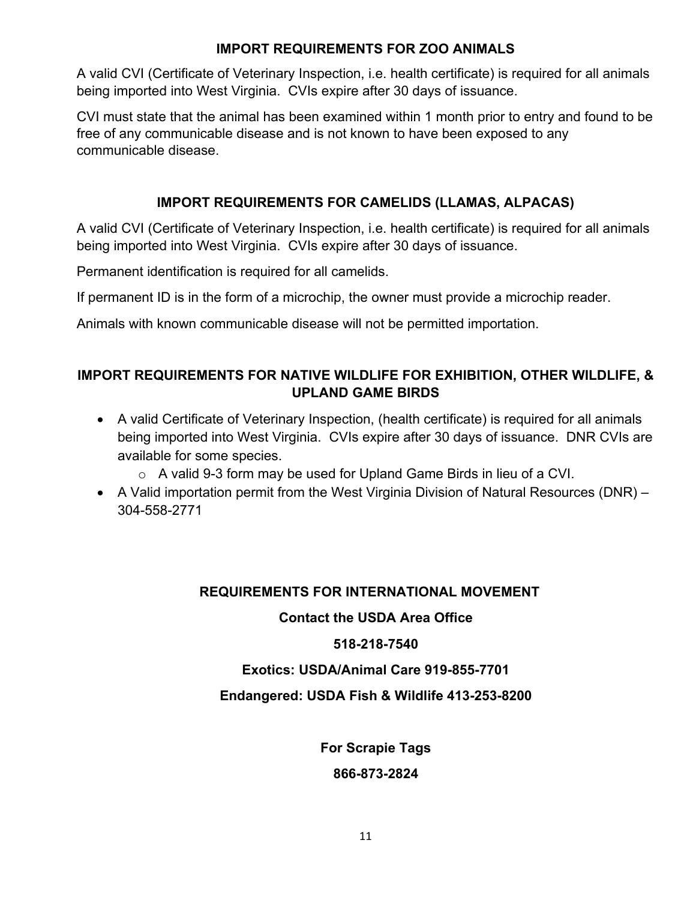## IMPORT REQUIREMENTS FOR ZOO ANIMALS

A valid CVI (Certificate of Veterinary Inspection, i.e. health certificate) is required for all animals being imported into West Virginia. CVIs expire after 30 days of issuance.

CVI must state that the animal has been examined within 1 month prior to entry and found to be free of any communicable disease and is not known to have been exposed to any communicable disease.

## IMPORT REQUIREMENTS FOR CAMELIDS (LLAMAS, ALPACAS)

A valid CVI (Certificate of Veterinary Inspection, i.e. health certificate) is required for all animals being imported into West Virginia. CVIs expire after 30 days of issuance.

Permanent identification is required for all camelids.

If permanent ID is in the form of a microchip, the owner must provide a microchip reader.

Animals with known communicable disease will not be permitted importation.

## IMPORT REQUIREMENTS FOR NATIVE WILDLIFE FOR EXHIBITION, OTHER WILDLIFE, & UPLAND GAME BIRDS

- A valid Certificate of Veterinary Inspection, (health certificate) is required for all animals being imported into West Virginia. CVIs expire after 30 days of issuance. DNR CVIs are available for some species.
  - A valid 9-3 form may be used for Upland Game Birds in lieu of a CVI.
- A Valid importation permit from the West Virginia Division of Natural Resources (DNR) – 304-558-2771

## REQUIREMENTS FOR INTERNATIONAL MOVEMENT

**Contact the USDA Area Office**

**518-218-7540**

**Exotics: USDA/Animal Care 919-855-7701**

**Endangered: USDA Fish & Wildlife 413-253-8200**

**For Scrapie Tags**

**866-873-2824**